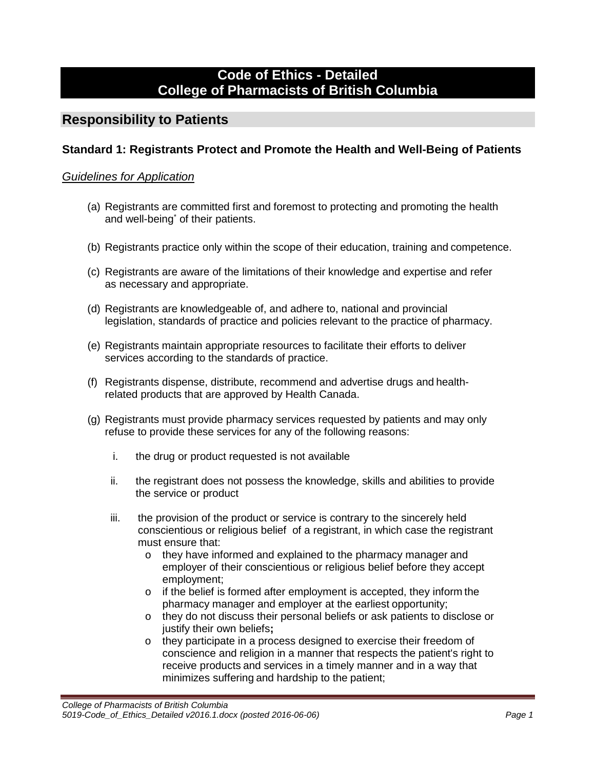# Code of Ethics - Detailed
# College of Pharmacists of British Columbia

## Responsibility to Patients

### Standard 1: Registrants Protect and Promote the Health and Well-Being of Patients

*Guidelines for Application*

(a) Registrants are committed first and foremost to protecting and promoting the health and well-being* of their patients.

(b) Registrants practice only within the scope of their education, training and competence.

(c) Registrants are aware of the limitations of their knowledge and expertise and refer as necessary and appropriate.

(d) Registrants are knowledgeable of, and adhere to, national and provincial legislation, standards of practice and policies relevant to the practice of pharmacy.

(e) Registrants maintain appropriate resources to facilitate their efforts to deliver services according to the standards of practice.

(f) Registrants dispense, distribute, recommend and advertise drugs and health-related products that are approved by Health Canada.

(g) Registrants must provide pharmacy services requested by patients and may only refuse to provide these services for any of the following reasons:

   i. the drug or product requested is not available

   ii. the registrant does not possess the knowledge, skills and abilities to provide the service or product

   iii. the provision of the product or service is contrary to the sincerely held conscientious or religious belief of a registrant, in which case the registrant must ensure that:
      - they have informed and explained to the pharmacy manager and employer of their conscientious or religious belief before they accept employment;
      - if the belief is formed after employment is accepted, they inform the pharmacy manager and employer at the earliest opportunity;
      - they do not discuss their personal beliefs or ask patients to disclose or justify their own beliefs**;**
      - they participate in a process designed to exercise their freedom of conscience and religion in a manner that respects the patient's right to receive products and services in a timely manner and in a way that minimizes suffering and hardship to the patient;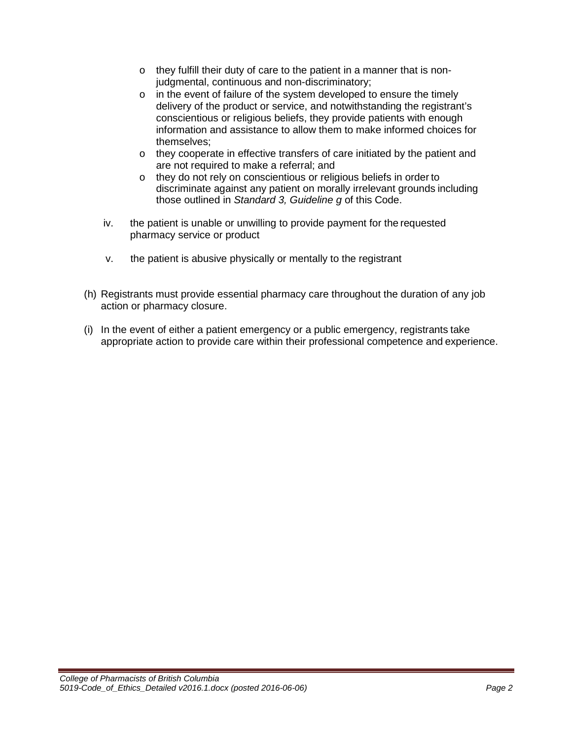- they fulfill their duty of care to the patient in a manner that is non-judgmental, continuous and non-discriminatory;
- in the event of failure of the system developed to ensure the timely delivery of the product or service, and notwithstanding the registrant's conscientious or religious beliefs, they provide patients with enough information and assistance to allow them to make informed choices for themselves;
- they cooperate in effective transfers of care initiated by the patient and are not required to make a referral; and
- they do not rely on conscientious or religious beliefs in order to discriminate against any patient on morally irrelevant grounds including those outlined in *Standard 3, Guideline g* of this Code.

iv. the patient is unable or unwilling to provide payment for the requested pharmacy service or product

v. the patient is abusive physically or mentally to the registrant

(h) Registrants must provide essential pharmacy care throughout the duration of any job action or pharmacy closure.

(i) In the event of either a patient emergency or a public emergency, registrants take appropriate action to provide care within their professional competence and experience.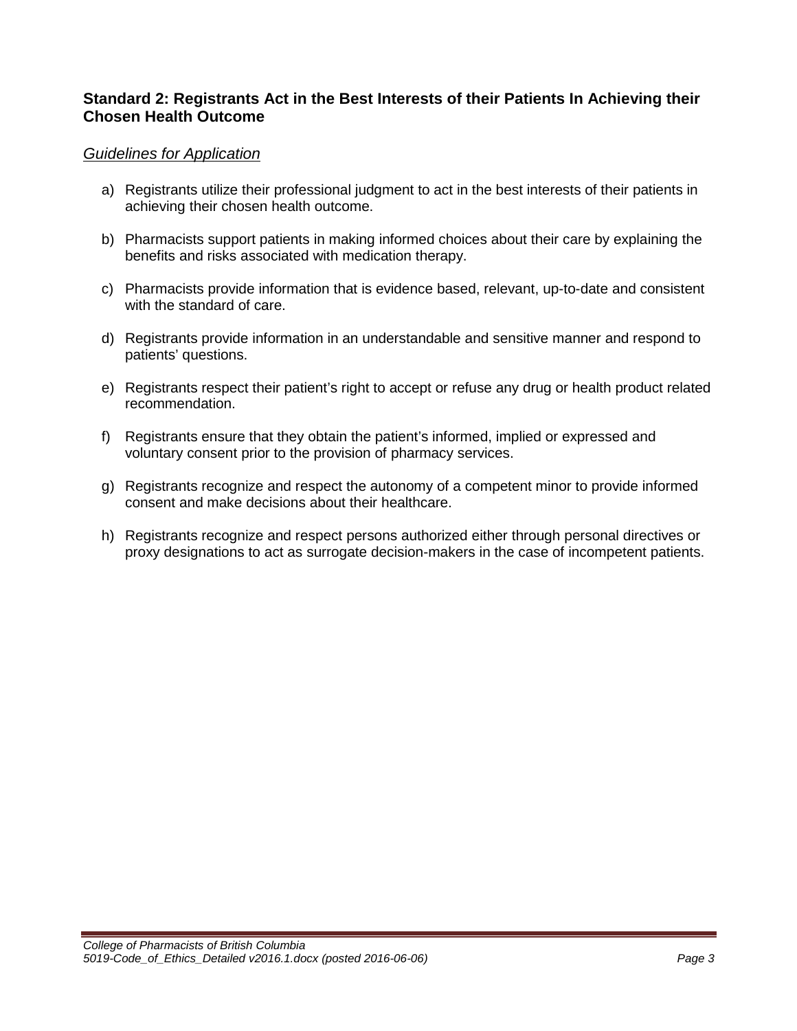### Standard 2: Registrants Act in the Best Interests of their Patients In Achieving their Chosen Health Outcome

*Guidelines for Application*

a) Registrants utilize their professional judgment to act in the best interests of their patients in achieving their chosen health outcome.

b) Pharmacists support patients in making informed choices about their care by explaining the benefits and risks associated with medication therapy.

c) Pharmacists provide information that is evidence based, relevant, up-to-date and consistent with the standard of care.

d) Registrants provide information in an understandable and sensitive manner and respond to patients' questions.

e) Registrants respect their patient's right to accept or refuse any drug or health product related recommendation.

f) Registrants ensure that they obtain the patient's informed, implied or expressed and voluntary consent prior to the provision of pharmacy services.

g) Registrants recognize and respect the autonomy of a competent minor to provide informed consent and make decisions about their healthcare.

h) Registrants recognize and respect persons authorized either through personal directives or proxy designations to act as surrogate decision-makers in the case of incompetent patients.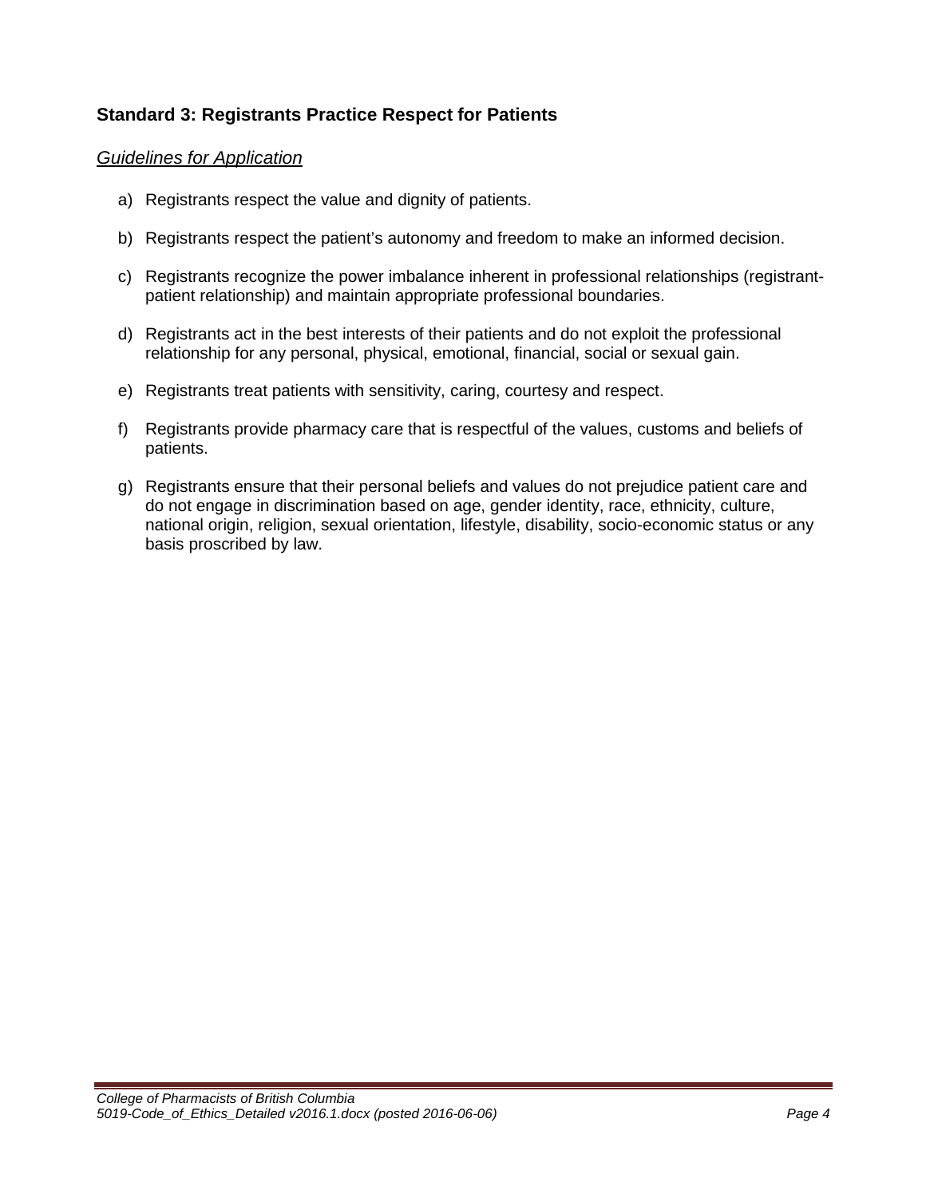### Standard 3: Registrants Practice Respect for Patients

*Guidelines for Application*

a) Registrants respect the value and dignity of patients.

b) Registrants respect the patient's autonomy and freedom to make an informed decision.

c) Registrants recognize the power imbalance inherent in professional relationships (registrant-patient relationship) and maintain appropriate professional boundaries.

d) Registrants act in the best interests of their patients and do not exploit the professional relationship for any personal, physical, emotional, financial, social or sexual gain.

e) Registrants treat patients with sensitivity, caring, courtesy and respect.

f) Registrants provide pharmacy care that is respectful of the values, customs and beliefs of patients.

g) Registrants ensure that their personal beliefs and values do not prejudice patient care and do not engage in discrimination based on age, gender identity, race, ethnicity, culture, national origin, religion, sexual orientation, lifestyle, disability, socio-economic status or any basis proscribed by law.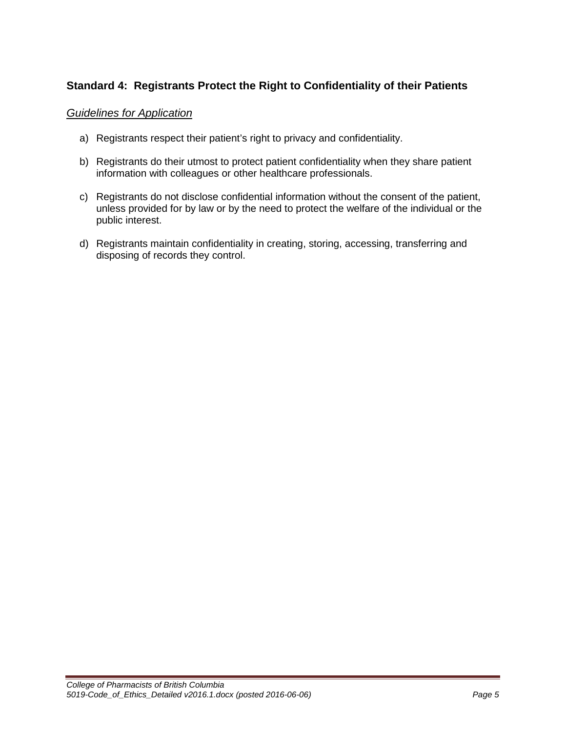## Standard 4: Registrants Protect the Right to Confidentiality of their Patients

*Guidelines for Application*

a) Registrants respect their patient's right to privacy and confidentiality.

b) Registrants do their utmost to protect patient confidentiality when they share patient information with colleagues or other healthcare professionals.

c) Registrants do not disclose confidential information without the consent of the patient, unless provided for by law or by the need to protect the welfare of the individual or the public interest.

d) Registrants maintain confidentiality in creating, storing, accessing, transferring and disposing of records they control.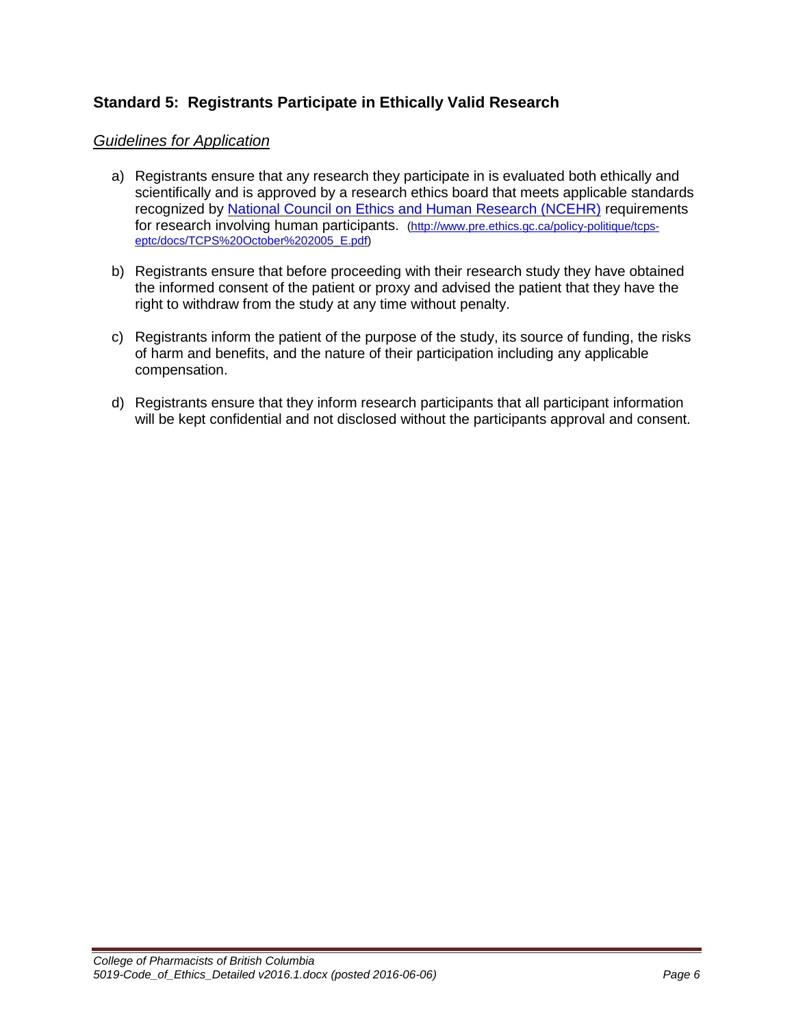## Standard 5: Registrants Participate in Ethically Valid Research

*Guidelines for Application*

a) Registrants ensure that any research they participate in is evaluated both ethically and scientifically and is approved by a research ethics board that meets applicable standards recognized by [National Council on Ethics and Human Research (NCEHR)](http://www.pre.ethics.gc.ca/policy-politique/tcps-eptc/docs/TCPS%20October%202005_E.pdf) requirements for research involving human participants. (http://www.pre.ethics.gc.ca/policy-politique/tcps-eptc/docs/TCPS%20October%202005_E.pdf)

b) Registrants ensure that before proceeding with their research study they have obtained the informed consent of the patient or proxy and advised the patient that they have the right to withdraw from the study at any time without penalty.

c) Registrants inform the patient of the purpose of the study, its source of funding, the risks of harm and benefits, and the nature of their participation including any applicable compensation.

d) Registrants ensure that they inform research participants that all participant information will be kept confidential and not disclosed without the participants approval and consent.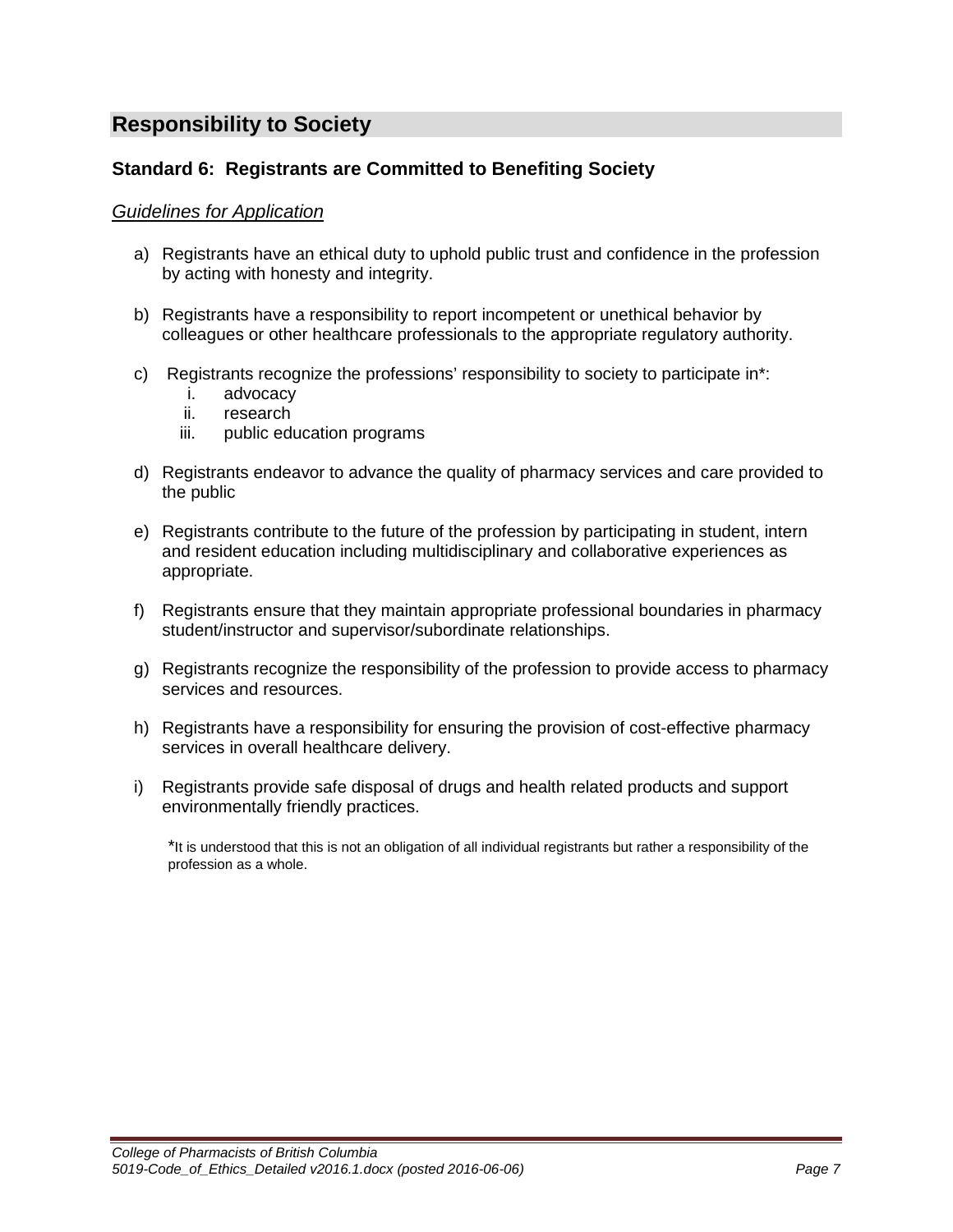## Responsibility to Society

### Standard 6: Registrants are Committed to Benefiting Society

*Guidelines for Application*

a) Registrants have an ethical duty to uphold public trust and confidence in the profession by acting with honesty and integrity.

b) Registrants have a responsibility to report incompetent or unethical behavior by colleagues or other healthcare professionals to the appropriate regulatory authority.

c) Registrants recognize the professions' responsibility to society to participate in*:
   i. advocacy
   ii. research
   iii. public education programs

d) Registrants endeavor to advance the quality of pharmacy services and care provided to the public

e) Registrants contribute to the future of the profession by participating in student, intern and resident education including multidisciplinary and collaborative experiences as appropriate.

f) Registrants ensure that they maintain appropriate professional boundaries in pharmacy student/instructor and supervisor/subordinate relationships.

g) Registrants recognize the responsibility of the profession to provide access to pharmacy services and resources.

h) Registrants have a responsibility for ensuring the provision of cost-effective pharmacy services in overall healthcare delivery.

i) Registrants provide safe disposal of drugs and health related products and support environmentally friendly practices.

*It is understood that this is not an obligation of all individual registrants but rather a responsibility of the profession as a whole.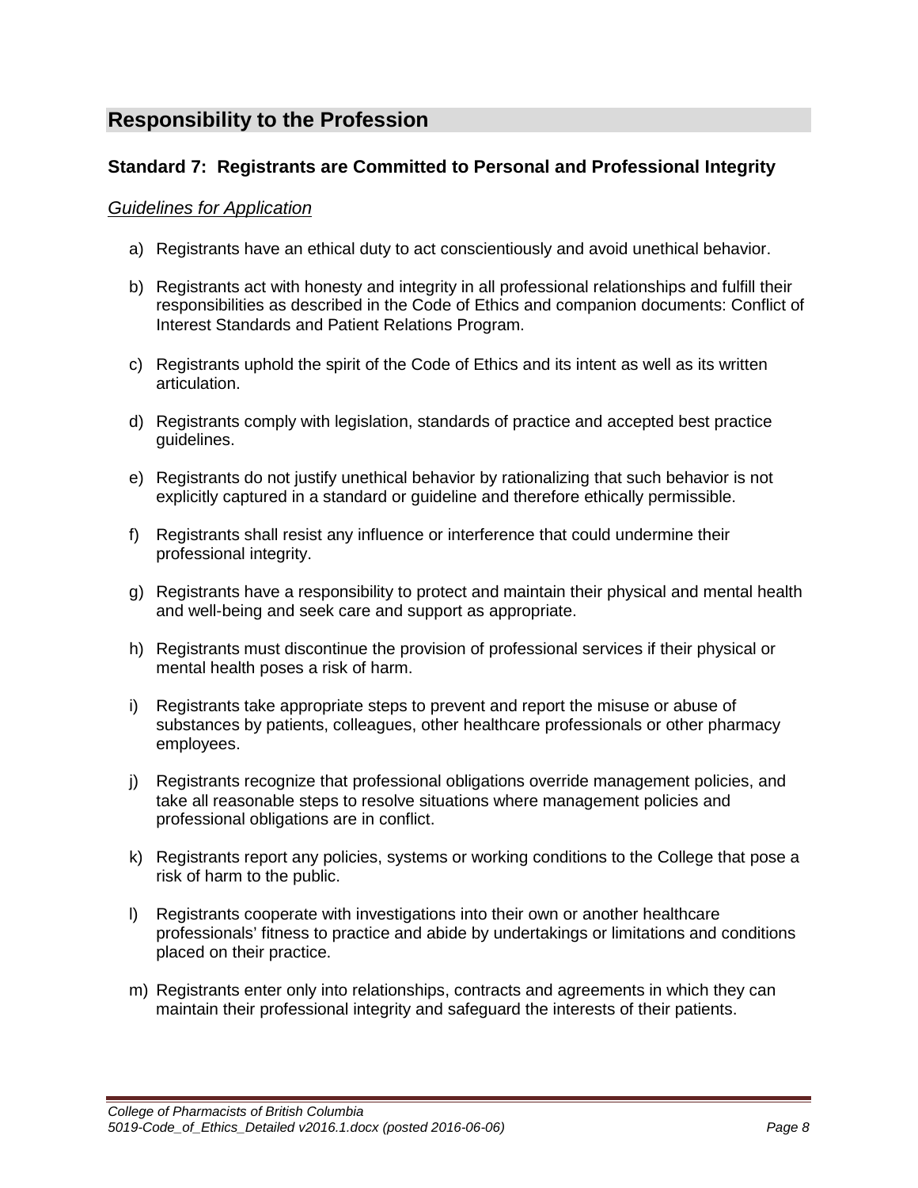## Responsibility to the Profession

### Standard 7: Registrants are Committed to Personal and Professional Integrity

*Guidelines for Application*

a) Registrants have an ethical duty to act conscientiously and avoid unethical behavior.

b) Registrants act with honesty and integrity in all professional relationships and fulfill their responsibilities as described in the Code of Ethics and companion documents: Conflict of Interest Standards and Patient Relations Program.

c) Registrants uphold the spirit of the Code of Ethics and its intent as well as its written articulation.

d) Registrants comply with legislation, standards of practice and accepted best practice guidelines.

e) Registrants do not justify unethical behavior by rationalizing that such behavior is not explicitly captured in a standard or guideline and therefore ethically permissible.

f) Registrants shall resist any influence or interference that could undermine their professional integrity.

g) Registrants have a responsibility to protect and maintain their physical and mental health and well-being and seek care and support as appropriate.

h) Registrants must discontinue the provision of professional services if their physical or mental health poses a risk of harm.

i) Registrants take appropriate steps to prevent and report the misuse or abuse of substances by patients, colleagues, other healthcare professionals or other pharmacy employees.

j) Registrants recognize that professional obligations override management policies, and take all reasonable steps to resolve situations where management policies and professional obligations are in conflict.

k) Registrants report any policies, systems or working conditions to the College that pose a risk of harm to the public.

l) Registrants cooperate with investigations into their own or another healthcare professionals' fitness to practice and abide by undertakings or limitations and conditions placed on their practice.

m) Registrants enter only into relationships, contracts and agreements in which they can maintain their professional integrity and safeguard the interests of their patients.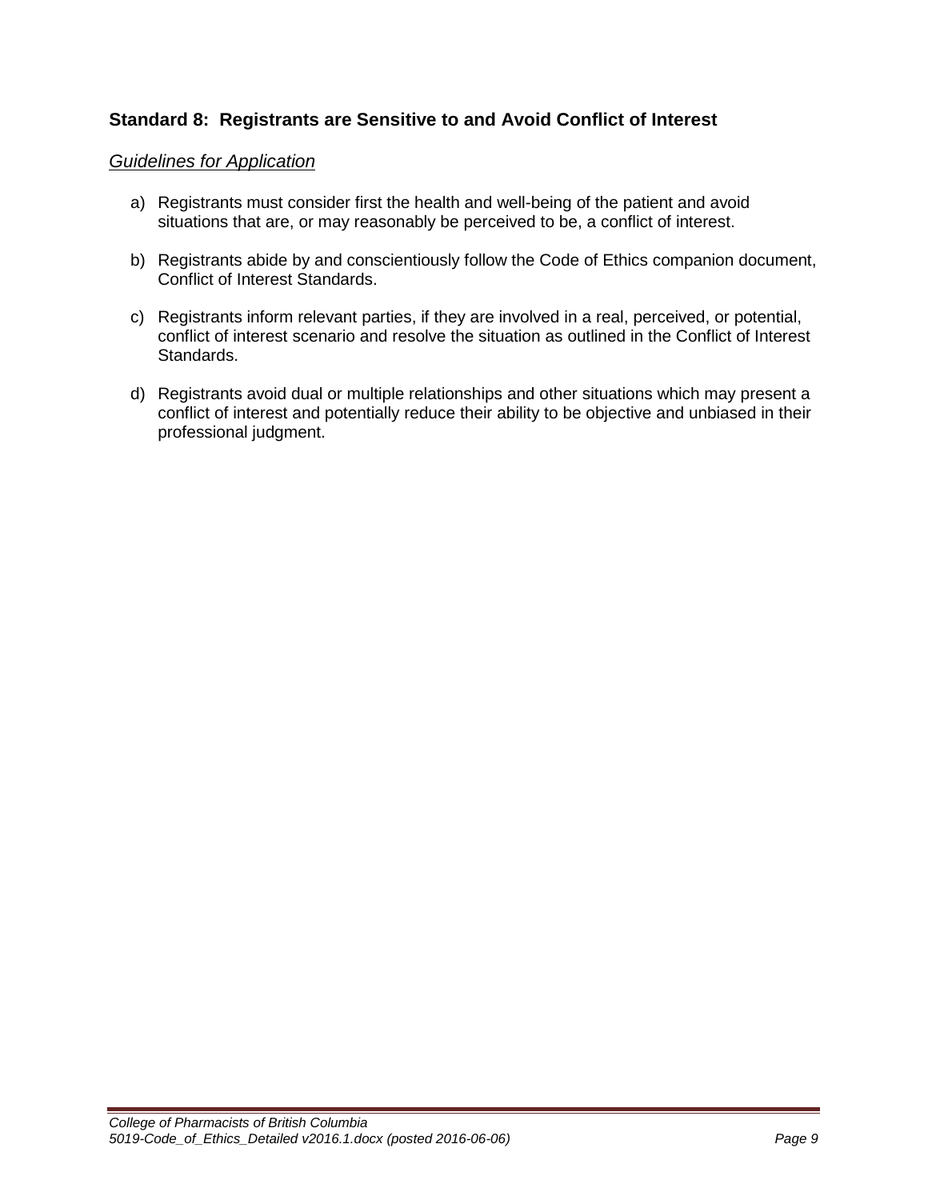### Standard 8: Registrants are Sensitive to and Avoid Conflict of Interest

*Guidelines for Application*

a) Registrants must consider first the health and well-being of the patient and avoid situations that are, or may reasonably be perceived to be, a conflict of interest.

b) Registrants abide by and conscientiously follow the Code of Ethics companion document, Conflict of Interest Standards.

c) Registrants inform relevant parties, if they are involved in a real, perceived, or potential, conflict of interest scenario and resolve the situation as outlined in the Conflict of Interest Standards.

d) Registrants avoid dual or multiple relationships and other situations which may present a conflict of interest and potentially reduce their ability to be objective and unbiased in their professional judgment.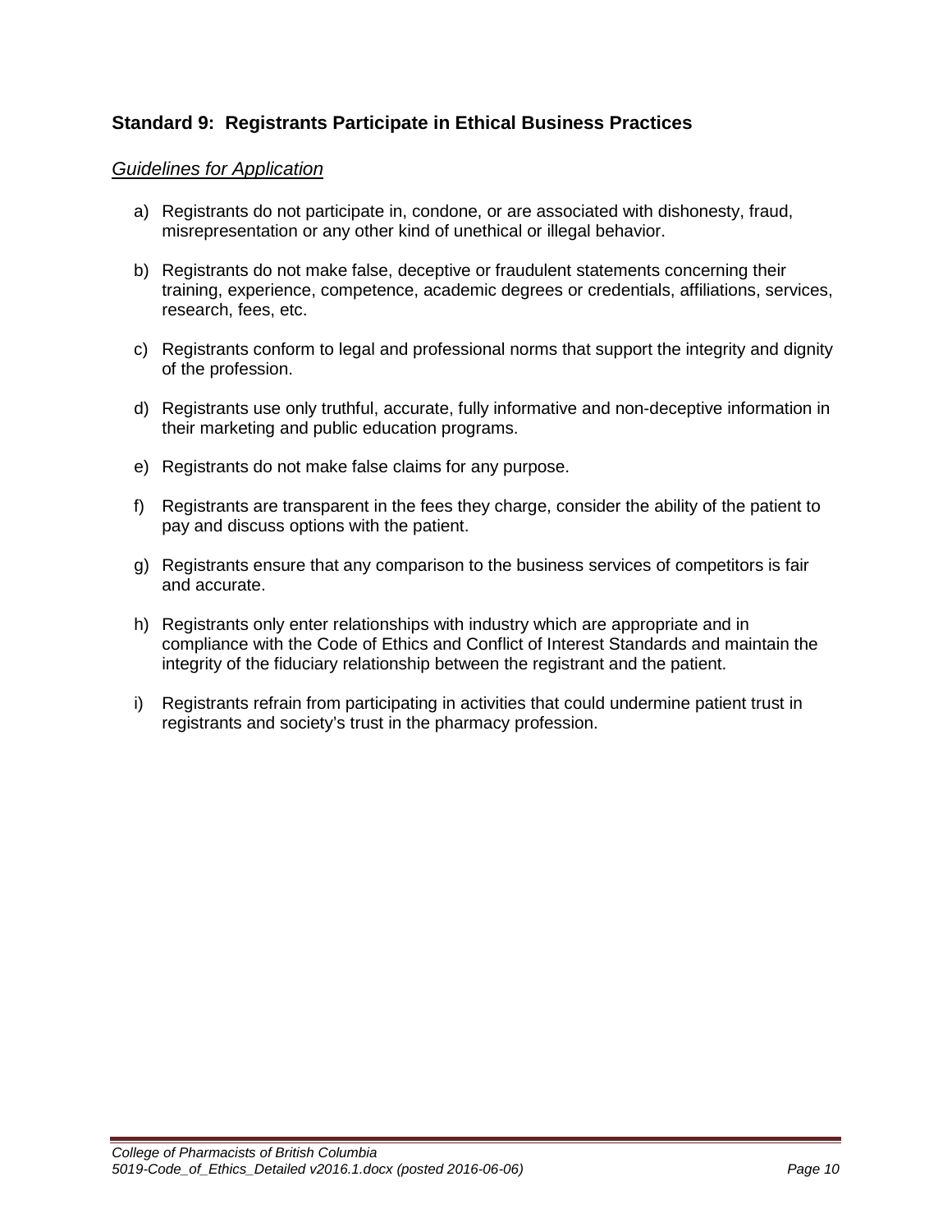### Standard 9: Registrants Participate in Ethical Business Practices

*Guidelines for Application*

a) Registrants do not participate in, condone, or are associated with dishonesty, fraud, misrepresentation or any other kind of unethical or illegal behavior.

b) Registrants do not make false, deceptive or fraudulent statements concerning their training, experience, competence, academic degrees or credentials, affiliations, services, research, fees, etc.

c) Registrants conform to legal and professional norms that support the integrity and dignity of the profession.

d) Registrants use only truthful, accurate, fully informative and non-deceptive information in their marketing and public education programs.

e) Registrants do not make false claims for any purpose.

f) Registrants are transparent in the fees they charge, consider the ability of the patient to pay and discuss options with the patient.

g) Registrants ensure that any comparison to the business services of competitors is fair and accurate.

h) Registrants only enter relationships with industry which are appropriate and in compliance with the Code of Ethics and Conflict of Interest Standards and maintain the integrity of the fiduciary relationship between the registrant and the patient.

i) Registrants refrain from participating in activities that could undermine patient trust in registrants and society's trust in the pharmacy profession.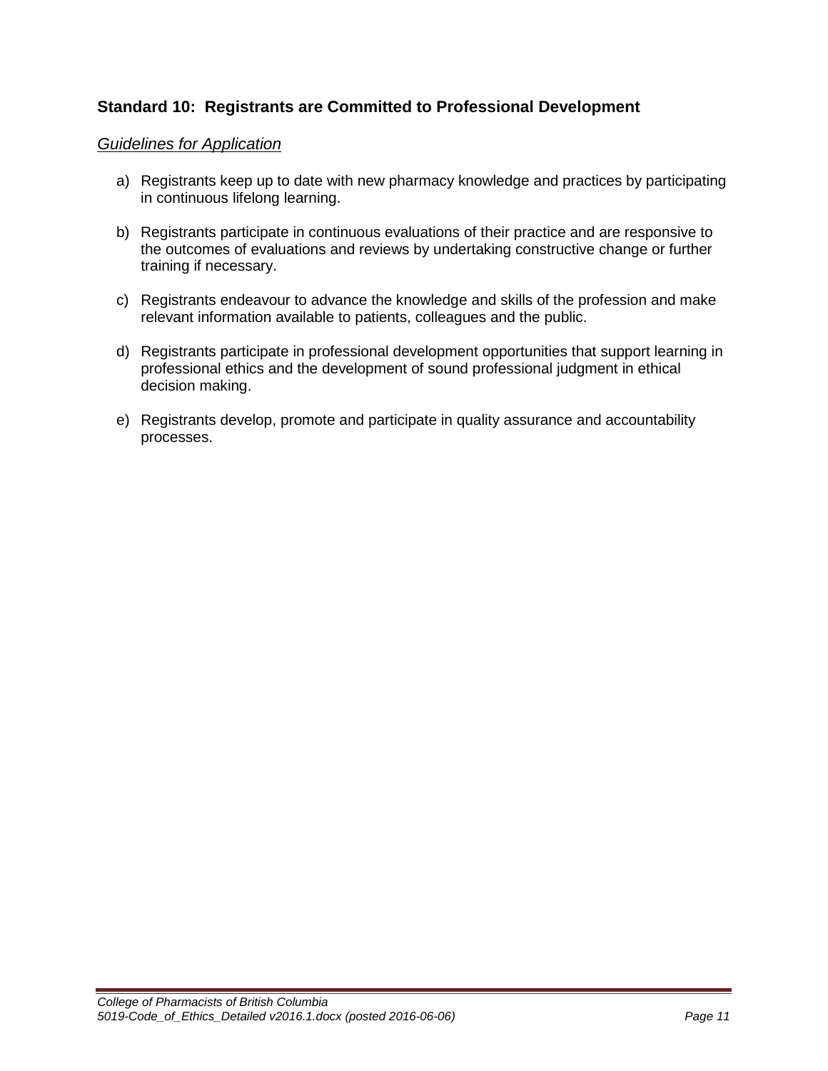### Standard 10: Registrants are Committed to Professional Development

*Guidelines for Application*

a) Registrants keep up to date with new pharmacy knowledge and practices by participating in continuous lifelong learning.

b) Registrants participate in continuous evaluations of their practice and are responsive to the outcomes of evaluations and reviews by undertaking constructive change or further training if necessary.

c) Registrants endeavour to advance the knowledge and skills of the profession and make relevant information available to patients, colleagues and the public.

d) Registrants participate in professional development opportunities that support learning in professional ethics and the development of sound professional judgment in ethical decision making.

e) Registrants develop, promote and participate in quality assurance and accountability processes.